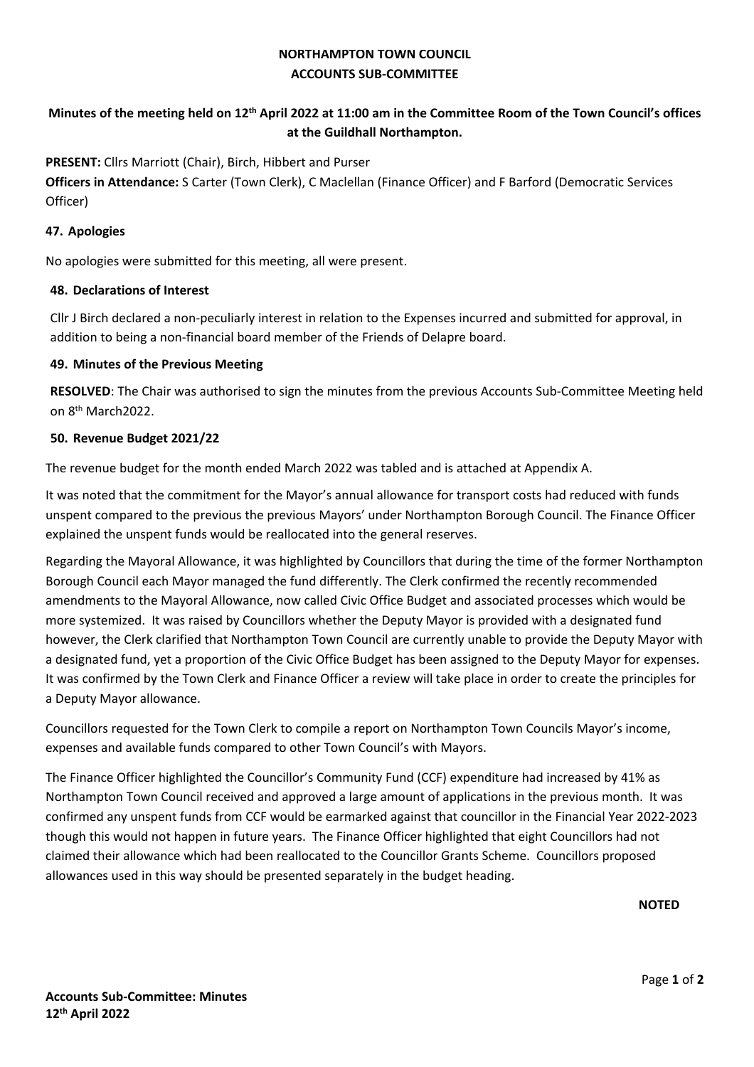# NORTHAMPTON TOWN COUNCIL
## ACCOUNTS SUB-COMMITTEE

**Minutes of the meeting held on 12th April 2022 at 11:00 am in the Committee Room of the Town Council's offices at the Guildhall Northampton.**

**PRESENT:** Cllrs Marriott (Chair), Birch, Hibbert and Purser

**Officers in Attendance:** S Carter (Town Clerk), C Maclellan (Finance Officer) and F Barford (Democratic Services Officer)

### 47. Apologies

No apologies were submitted for this meeting, all were present.

### 48. Declarations of Interest

Cllr J Birch declared a non-peculiarly interest in relation to the Expenses incurred and submitted for approval, in addition to being a non-financial board member of the Friends of Delapre board.

### 49. Minutes of the Previous Meeting

**RESOLVED**: The Chair was authorised to sign the minutes from the previous Accounts Sub-Committee Meeting held on 8th March2022.

### 50. Revenue Budget 2021/22

The revenue budget for the month ended March 2022 was tabled and is attached at Appendix A.

It was noted that the commitment for the Mayor's annual allowance for transport costs had reduced with funds unspent compared to the previous the previous Mayors' under Northampton Borough Council. The Finance Officer explained the unspent funds would be reallocated into the general reserves.

Regarding the Mayoral Allowance, it was highlighted by Councillors that during the time of the former Northampton Borough Council each Mayor managed the fund differently. The Clerk confirmed the recently recommended amendments to the Mayoral Allowance, now called Civic Office Budget and associated processes which would be more systemized. It was raised by Councillors whether the Deputy Mayor is provided with a designated fund however, the Clerk clarified that Northampton Town Council are currently unable to provide the Deputy Mayor with a designated fund, yet a proportion of the Civic Office Budget has been assigned to the Deputy Mayor for expenses. It was confirmed by the Town Clerk and Finance Officer a review will take place in order to create the principles for a Deputy Mayor allowance.

Councillors requested for the Town Clerk to compile a report on Northampton Town Councils Mayor's income, expenses and available funds compared to other Town Council's with Mayors.

The Finance Officer highlighted the Councillor's Community Fund (CCF) expenditure had increased by 41% as Northampton Town Council received and approved a large amount of applications in the previous month. It was confirmed any unspent funds from CCF would be earmarked against that councillor in the Financial Year 2022-2023 though this would not happen in future years. The Finance Officer highlighted that eight Councillors had not claimed their allowance which had been reallocated to the Councillor Grants Scheme. Councillors proposed allowances used in this way should be presented separately in the budget heading.

**NOTED**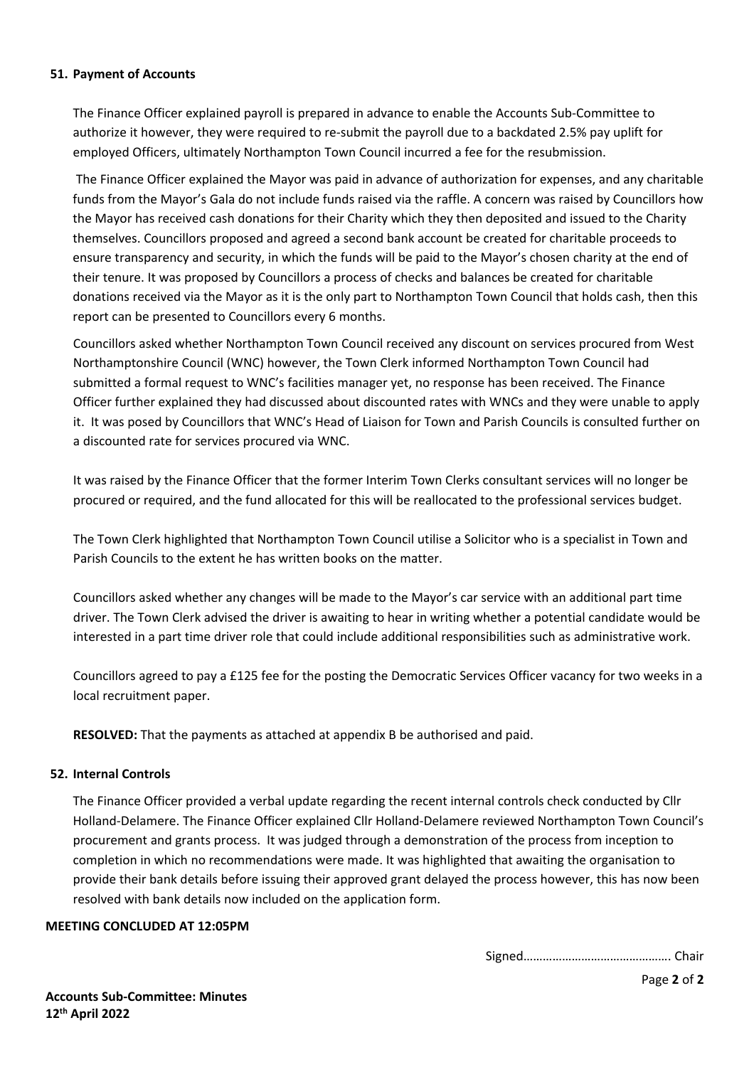## 51. Payment of Accounts

The Finance Officer explained payroll is prepared in advance to enable the Accounts Sub-Committee to authorize it however, they were required to re-submit the payroll due to a backdated 2.5% pay uplift for employed Officers, ultimately Northampton Town Council incurred a fee for the resubmission.

The Finance Officer explained the Mayor was paid in advance of authorization for expenses, and any charitable funds from the Mayor's Gala do not include funds raised via the raffle. A concern was raised by Councillors how the Mayor has received cash donations for their Charity which they then deposited and issued to the Charity themselves. Councillors proposed and agreed a second bank account be created for charitable proceeds to ensure transparency and security, in which the funds will be paid to the Mayor's chosen charity at the end of their tenure. It was proposed by Councillors a process of checks and balances be created for charitable donations received via the Mayor as it is the only part to Northampton Town Council that holds cash, then this report can be presented to Councillors every 6 months.

Councillors asked whether Northampton Town Council received any discount on services procured from West Northamptonshire Council (WNC) however, the Town Clerk informed Northampton Town Council had submitted a formal request to WNC's facilities manager yet, no response has been received. The Finance Officer further explained they had discussed about discounted rates with WNCs and they were unable to apply it. It was posed by Councillors that WNC's Head of Liaison for Town and Parish Councils is consulted further on a discounted rate for services procured via WNC.

It was raised by the Finance Officer that the former Interim Town Clerks consultant services will no longer be procured or required, and the fund allocated for this will be reallocated to the professional services budget.

The Town Clerk highlighted that Northampton Town Council utilise a Solicitor who is a specialist in Town and Parish Councils to the extent he has written books on the matter.

Councillors asked whether any changes will be made to the Mayor's car service with an additional part time driver. The Town Clerk advised the driver is awaiting to hear in writing whether a potential candidate would be interested in a part time driver role that could include additional responsibilities such as administrative work.

Councillors agreed to pay a £125 fee for the posting the Democratic Services Officer vacancy for two weeks in a local recruitment paper.

**RESOLVED:** That the payments as attached at appendix B be authorised and paid.

## 52. Internal Controls

The Finance Officer provided a verbal update regarding the recent internal controls check conducted by Cllr Holland-Delamere. The Finance Officer explained Cllr Holland-Delamere reviewed Northampton Town Council's procurement and grants process. It was judged through a demonstration of the process from inception to completion in which no recommendations were made. It was highlighted that awaiting the organisation to provide their bank details before issuing their approved grant delayed the process however, this has now been resolved with bank details now included on the application form.

**MEETING CONCLUDED AT 12:05PM**

Signed………………………………………. Chair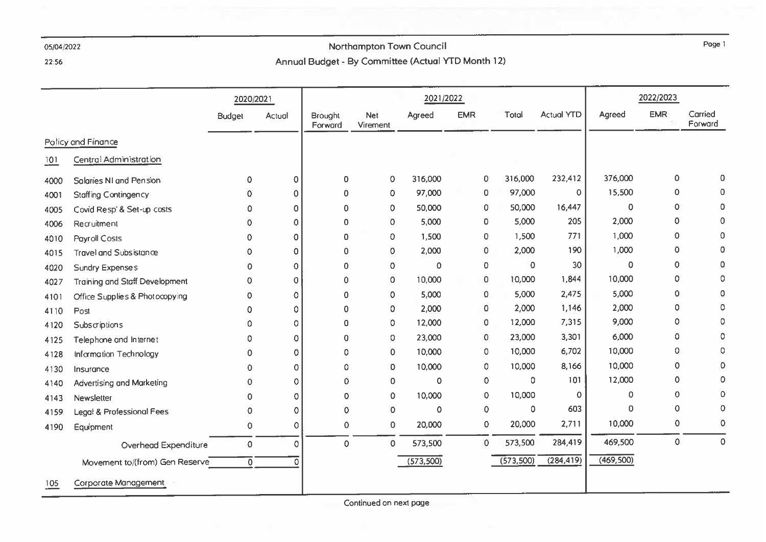# Northampton Town Council

## Annual Budget - By Committee (Actual YTD Month 12)

| | | 2020/2021 | | 2021/2022 | | | | | | 2022/2023 | | |
|---|---|---|---|---|---|---|---|---|---|---|---|---|
| | | Budget | Actual | Brought Forward | Net Virement | Agreed | EMR | Total | Actual YTD | Agreed | EMR | Carried Forward |
| **Policy and Finance** | | | | | | | | | | | | |
| **101** | **Central Administration** | | | | | | | | | | | |
| 4000 | Salaries NI and Pension | 0 | 0 | 0 | 0 | 316,000 | 0 | 316,000 | 232,412 | 376,000 | 0 | 0 |
| 4001 | Staffing Contingency | 0 | 0 | 0 | 0 | 97,000 | 0 | 97,000 | 0 | 15,500 | 0 | 0 |
| 4005 | Covid Resp' & Set-up costs | 0 | 0 | 0 | 0 | 50,000 | 0 | 50,000 | 16,447 | 0 | 0 | 0 |
| 4006 | Recruitment | 0 | 0 | 0 | 0 | 5,000 | 0 | 5,000 | 205 | 2,000 | 0 | 0 |
| 4010 | Payroll Costs | 0 | 0 | 0 | 0 | 1,500 | 0 | 1,500 | 771 | 1,000 | 0 | 0 |
| 4015 | Travel and Subsistance | 0 | 0 | 0 | 0 | 2,000 | 0 | 2,000 | 190 | 1,000 | 0 | 0 |
| 4020 | Sundry Expenses | 0 | 0 | 0 | 0 | 0 | 0 | 0 | 30 | 0 | 0 | 0 |
| 4027 | Training and Staff Development | 0 | 0 | 0 | 0 | 10,000 | 0 | 10,000 | 1,844 | 10,000 | 0 | 0 |
| 4101 | Office Supplies & Photocopying | 0 | 0 | 0 | 0 | 5,000 | 0 | 5,000 | 2,475 | 5,000 | 0 | 0 |
| 4110 | Post | 0 | 0 | 0 | 0 | 2,000 | 0 | 2,000 | 1,146 | 2,000 | 0 | 0 |
| 4120 | Subscriptions | 0 | 0 | 0 | 0 | 12,000 | 0 | 12,000 | 7,315 | 9,000 | 0 | 0 |
| 4125 | Telephone and Internet | 0 | 0 | 0 | 0 | 23,000 | 0 | 23,000 | 3,301 | 6,000 | 0 | 0 |
| 4128 | Information Technology | 0 | 0 | 0 | 0 | 10,000 | 0 | 10,000 | 6,702 | 10,000 | 0 | 0 |
| 4130 | Insurance | 0 | 0 | 0 | 0 | 10,000 | 0 | 10,000 | 8,166 | 10,000 | 0 | 0 |
| 4140 | Advertising and Marketing | 0 | 0 | 0 | 0 | 0 | 0 | 0 | 101 | 12,000 | 0 | 0 |
| 4143 | Newsletter | 0 | 0 | 0 | 0 | 10,000 | 0 | 10,000 | 0 | 0 | 0 | 0 |
| 4159 | Legal & Professional Fees | 0 | 0 | 0 | 0 | 0 | 0 | 0 | 603 | 0 | 0 | 0 |
| 4190 | Equipment | 0 | 0 | 0 | 0 | 20,000 | 0 | 20,000 | 2,711 | 10,000 | 0 | 0 |
| | Overhead Expenditure | 0 | 0 | 0 | 0 | 573,500 | 0 | 573,500 | 284,419 | 469,500 | 0 | 0 |
| | Movement to/(from) Gen Reserve | 0 | 0 | | | (573,500) | | (573,500) | (284,419) | (469,500) | | |
| **105** | **Corporate Management** | | | | | | | | | | | |

Continued on next page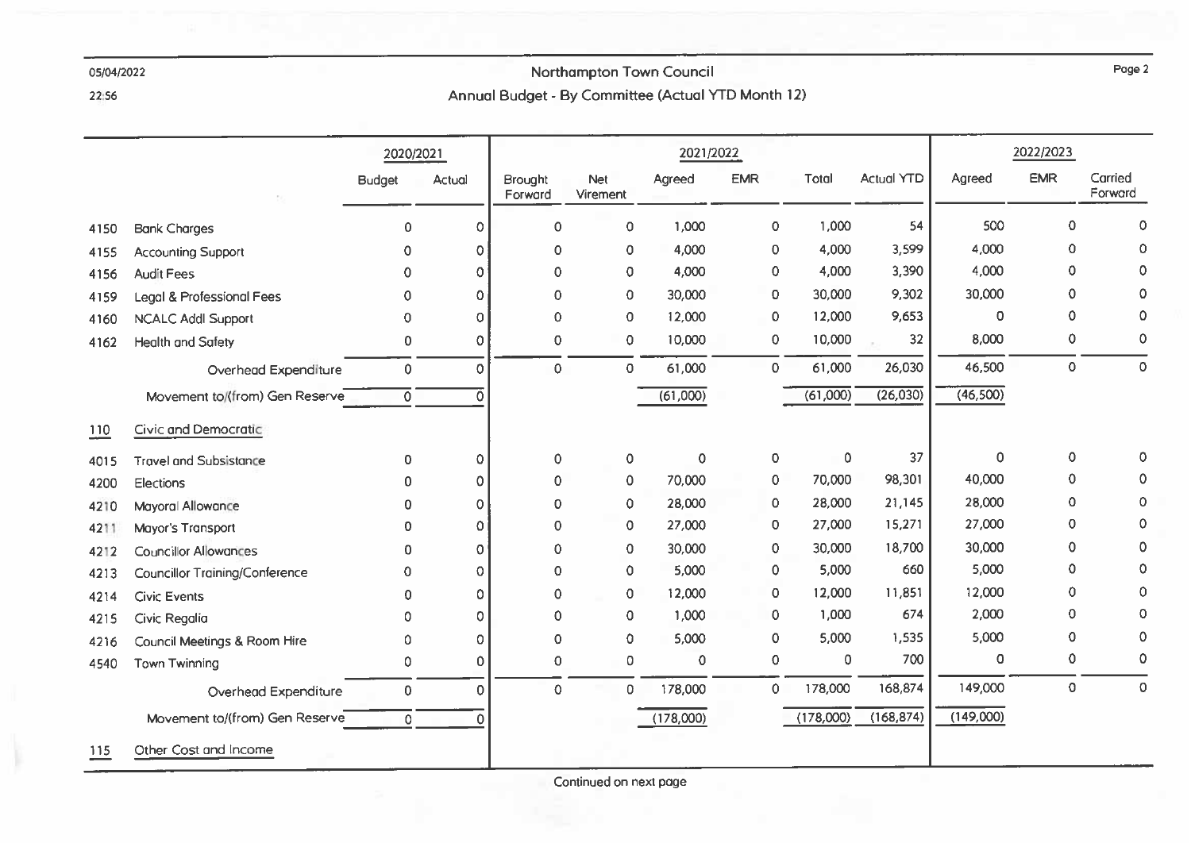# Northampton Town Council

## Annual Budget - By Committee (Actual YTD Month 12)

| | | 2020/2021 | | 2021/2022 | | | | | | 2022/2023 | | |
|---|---|---|---|---|---|---|---|---|---|---|---|---|
| | | Budget | Actual | Brought Forward | Net Virement | Agreed | EMR | Total | Actual YTD | Agreed | EMR | Carried Forward |
| 4150 | Bank Charges | 0 | 0 | 0 | 0 | 1,000 | 0 | 1,000 | 54 | 500 | 0 | 0 |
| 4155 | Accounting Support | 0 | 0 | 0 | 0 | 4,000 | 0 | 4,000 | 3,599 | 4,000 | 0 | 0 |
| 4156 | Audit Fees | 0 | 0 | 0 | 0 | 4,000 | 0 | 4,000 | 3,390 | 4,000 | 0 | 0 |
| 4159 | Legal & Professional Fees | 0 | 0 | 0 | 0 | 30,000 | 0 | 30,000 | 9,302 | 30,000 | 0 | 0 |
| 4160 | NCALC Addl Support | 0 | 0 | 0 | 0 | 12,000 | 0 | 12,000 | 9,653 | 0 | 0 | 0 |
| 4162 | Health and Safety | 0 | 0 | 0 | 0 | 10,000 | 0 | 10,000 | 32 | 8,000 | 0 | 0 |
| | Overhead Expenditure | 0 | 0 | 0 | 0 | 61,000 | 0 | 61,000 | 26,030 | 46,500 | 0 | 0 |
| | Movement to/(from) Gen Reserve | 0 | 0 | | | (61,000) | | (61,000) | (26,030) | (46,500) | | |
| **110** | **Civic and Democratic** | | | | | | | | | | | |
| 4015 | Travel and Subsistance | 0 | 0 | 0 | 0 | 0 | 0 | 0 | 37 | 0 | 0 | 0 |
| 4200 | Elections | 0 | 0 | 0 | 0 | 70,000 | 0 | 70,000 | 98,301 | 40,000 | 0 | 0 |
| 4210 | Mayoral Allowance | 0 | 0 | 0 | 0 | 28,000 | 0 | 28,000 | 21,145 | 28,000 | 0 | 0 |
| 4211 | Mayor's Transport | 0 | 0 | 0 | 0 | 27,000 | 0 | 27,000 | 15,271 | 27,000 | 0 | 0 |
| 4212 | Councillor Allowances | 0 | 0 | 0 | 0 | 30,000 | 0 | 30,000 | 18,700 | 30,000 | 0 | 0 |
| 4213 | Councillor Training/Conference | 0 | 0 | 0 | 0 | 5,000 | 0 | 5,000 | 660 | 5,000 | 0 | 0 |
| 4214 | Civic Events | 0 | 0 | 0 | 0 | 12,000 | 0 | 12,000 | 11,851 | 12,000 | 0 | 0 |
| 4215 | Civic Regalia | 0 | 0 | 0 | 0 | 1,000 | 0 | 1,000 | 674 | 2,000 | 0 | 0 |
| 4216 | Council Meetings & Room Hire | 0 | 0 | 0 | 0 | 5,000 | 0 | 5,000 | 1,535 | 5,000 | 0 | 0 |
| 4540 | Town Twinning | 0 | 0 | 0 | 0 | 0 | 0 | 0 | 700 | 0 | 0 | 0 |
| | Overhead Expenditure | 0 | 0 | 0 | 0 | 178,000 | 0 | 178,000 | 168,874 | 149,000 | 0 | 0 |
| | Movement to/(from) Gen Reserve | 0 | 0 | | | (178,000) | | (178,000) | (168,874) | (149,000) | | |
| **115** | **Other Cost and Income** | | | | | | | | | | | |

Continued on next page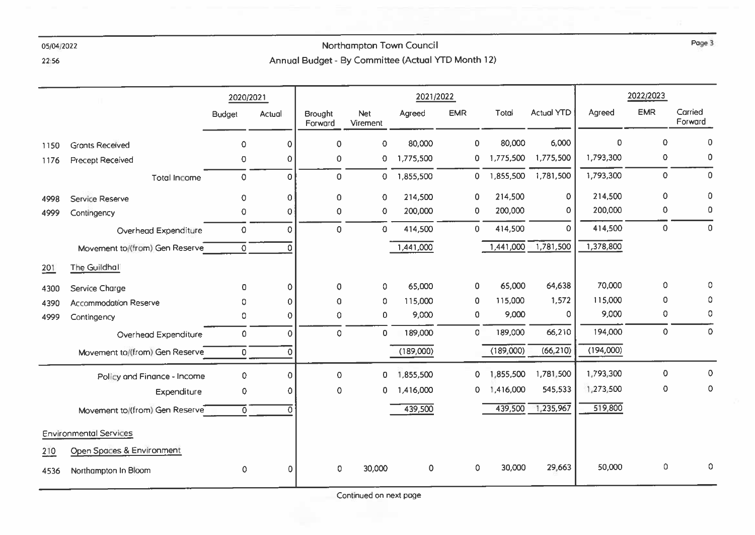# Northampton Town Council

## Annual Budget - By Committee (Actual YTD Month 12)

| | | 2020/2021 | | 2021/2022 | | | | | | 2022/2023 | | |
|---|---|---|---|---|---|---|---|---|---|---|---|---|
| | | Budget | Actual | Brought Forward | Net Virement | Agreed | EMR | Total | Actual YTD | Agreed | EMR | Carried Forward |
| 1150 | Grants Received | 0 | 0 | 0 | 0 | 80,000 | 0 | 80,000 | 6,000 | 0 | 0 | 0 |
| 1176 | Precept Received | 0 | 0 | 0 | 0 | 1,775,500 | 0 | 1,775,500 | 1,775,500 | 1,793,300 | 0 | 0 |
| | Total Income | 0 | 0 | 0 | 0 | 1,855,500 | 0 | 1,855,500 | 1,781,500 | 1,793,300 | 0 | 0 |
| 4998 | Service Reserve | 0 | 0 | 0 | 0 | 214,500 | 0 | 214,500 | 0 | 214,500 | 0 | 0 |
| 4999 | Contingency | 0 | 0 | 0 | 0 | 200,000 | 0 | 200,000 | 0 | 200,000 | 0 | 0 |
| | Overhead Expenditure | 0 | 0 | 0 | 0 | 414,500 | 0 | 414,500 | 0 | 414,500 | 0 | 0 |
| | Movement to/(from) Gen Reserve | 0 | 0 | | | 1,441,000 | | 1,441,000 | 1,781,500 | 1,378,800 | | |
| **201** | **The Guildhall** | | | | | | | | | | | |
| 4300 | Service Charge | 0 | 0 | 0 | 0 | 65,000 | 0 | 65,000 | 64,638 | 70,000 | 0 | 0 |
| 4390 | Accommodation Reserve | 0 | 0 | 0 | 0 | 115,000 | 0 | 115,000 | 1,572 | 115,000 | 0 | 0 |
| 4999 | Contingency | 0 | 0 | 0 | 0 | 9,000 | 0 | 9,000 | 0 | 9,000 | 0 | 0 |
| | Overhead Expenditure | 0 | 0 | 0 | 0 | 189,000 | 0 | 189,000 | 66,210 | 194,000 | 0 | 0 |
| | Movement to/(from) Gen Reserve | 0 | 0 | | | (189,000) | | (189,000) | (66,210) | (194,000) | | |
| | Policy and Finance - Income | 0 | 0 | 0 | 0 | 1,855,500 | 0 | 1,855,500 | 1,781,500 | 1,793,300 | 0 | 0 |
| | Expenditure | 0 | 0 | 0 | 0 | 1,416,000 | 0 | 1,416,000 | 545,533 | 1,273,500 | 0 | 0 |
| | Movement to/(from) Gen Reserve | 0 | 0 | | | 439,500 | | 439,500 | 1,235,967 | 519,800 | | |
| | **Environmental Services** | | | | | | | | | | | |
| **210** | **Open Spaces & Environment** | | | | | | | | | | | |
| 4536 | Northampton In Bloom | 0 | 0 | 0 | 30,000 | 0 | 0 | 30,000 | 29,663 | 50,000 | 0 | 0 |

Continued on next page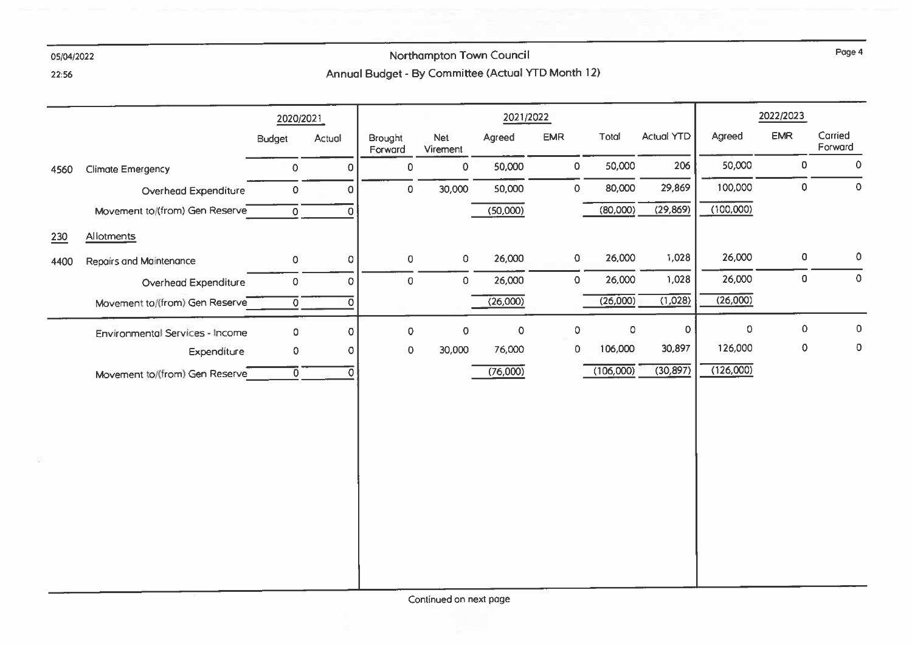# Northampton Town Council

## Annual Budget - By Committee (Actual YTD Month 12)

| | | 2020/2021 | | 2021/2022 | | | | | | 2022/2023 | | |
|---|---|---|---|---|---|---|---|---|---|---|---|---|
| | | Budget | Actual | Brought Forward | Net Virement | Agreed | EMR | Total | Actual YTD | Agreed | EMR | Carried Forward |
| 4560 | Climate Emergency | 0 | 0 | 0 | 0 | 50,000 | 0 | 50,000 | 206 | 50,000 | 0 | 0 |
| | Overhead Expenditure | 0 | 0 | 0 | 30,000 | 50,000 | 0 | 80,000 | 29,869 | 100,000 | 0 | 0 |
| | Movement to/(from) Gen Reserve | 0 | 0 | | | (50,000) | | (80,000) | (29,869) | (100,000) | | |
| 230 | Allotments | | | | | | | | | | | |
| 4400 | Repairs and Maintenance | 0 | 0 | 0 | 0 | 26,000 | 0 | 26,000 | 1,028 | 26,000 | 0 | 0 |
| | Overhead Expenditure | 0 | 0 | 0 | 0 | 26,000 | 0 | 26,000 | 1,028 | 26,000 | 0 | 0 |
| | Movement to/(from) Gen Reserve | 0 | 0 | | | (26,000) | | (26,000) | (1,028) | (26,000) | | |
| | Environmental Services - Income | 0 | 0 | 0 | 0 | 0 | 0 | 0 | 0 | 0 | 0 | 0 |
| | Expenditure | 0 | 0 | 0 | 30,000 | 76,000 | 0 | 106,000 | 30,897 | 126,000 | 0 | 0 |
| | Movement to/(from) Gen Reserve | 0 | 0 | | | (76,000) | | (106,000) | (30,897) | (126,000) | | |

Continued on next page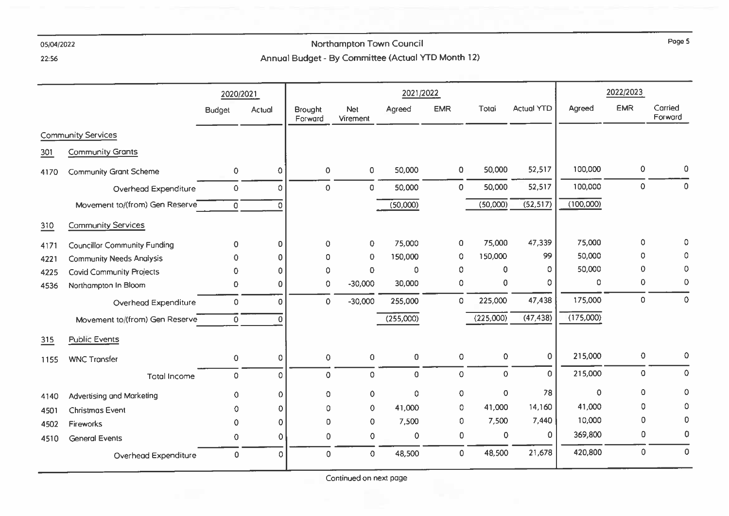# Northampton Town Council

## Annual Budget - By Committee (Actual YTD Month 12)

| | | 2020/2021 | | 2021/2022 | | | | | | 2022/2023 | | |
|---|---|---|---|---|---|---|---|---|---|---|---|---|
| | | Budget | Actual | Brought Forward | Net Virement | Agreed | EMR | Total | Actual YTD | Agreed | EMR | Carried Forward |
| **Community Services** | | | | | | | | | | | | |
| **301** | **Community Grants** | | | | | | | | | | | |
| 4170 | Community Grant Scheme | 0 | 0 | 0 | 0 | 50,000 | 0 | 50,000 | 52,517 | 100,000 | 0 | 0 |
| | Overhead Expenditure | 0 | 0 | 0 | 0 | 50,000 | 0 | 50,000 | 52,517 | 100,000 | 0 | 0 |
| | Movement to/(from) Gen Reserve | 0 | 0 | | | (50,000) | | (50,000) | (52,517) | (100,000) | | |
| **310** | **Community Services** | | | | | | | | | | | |
| 4171 | Councillor Community Funding | 0 | 0 | 0 | 0 | 75,000 | 0 | 75,000 | 47,339 | 75,000 | 0 | 0 |
| 4221 | Community Needs Analysis | 0 | 0 | 0 | 0 | 150,000 | 0 | 150,000 | 99 | 50,000 | 0 | 0 |
| 4225 | Covid Community Projects | 0 | 0 | 0 | 0 | 0 | 0 | 0 | 0 | 50,000 | 0 | 0 |
| 4536 | Northampton In Bloom | 0 | 0 | 0 | -30,000 | 30,000 | 0 | 0 | 0 | 0 | 0 | 0 |
| | Overhead Expenditure | 0 | 0 | 0 | -30,000 | 255,000 | 0 | 225,000 | 47,438 | 175,000 | 0 | 0 |
| | Movement to/(from) Gen Reserve | 0 | 0 | | | (255,000) | | (225,000) | (47,438) | (175,000) | | |
| **315** | **Public Events** | | | | | | | | | | | |
| 1155 | WNC Transfer | 0 | 0 | 0 | 0 | 0 | 0 | 0 | 0 | 215,000 | 0 | 0 |
| | Total Income | 0 | 0 | 0 | 0 | 0 | 0 | 0 | 0 | 215,000 | 0 | 0 |
| 4140 | Advertising and Marketing | 0 | 0 | 0 | 0 | 0 | 0 | 0 | 78 | 0 | 0 | 0 |
| 4501 | Christmas Event | 0 | 0 | 0 | 0 | 41,000 | 0 | 41,000 | 14,160 | 41,000 | 0 | 0 |
| 4502 | Fireworks | 0 | 0 | 0 | 0 | 7,500 | 0 | 7,500 | 7,440 | 10,000 | 0 | 0 |
| 4510 | General Events | 0 | 0 | 0 | 0 | 0 | 0 | 0 | 0 | 369,800 | 0 | 0 |
| | Overhead Expenditure | 0 | 0 | 0 | 0 | 48,500 | 0 | 48,500 | 21,678 | 420,800 | 0 | 0 |

Continued on next page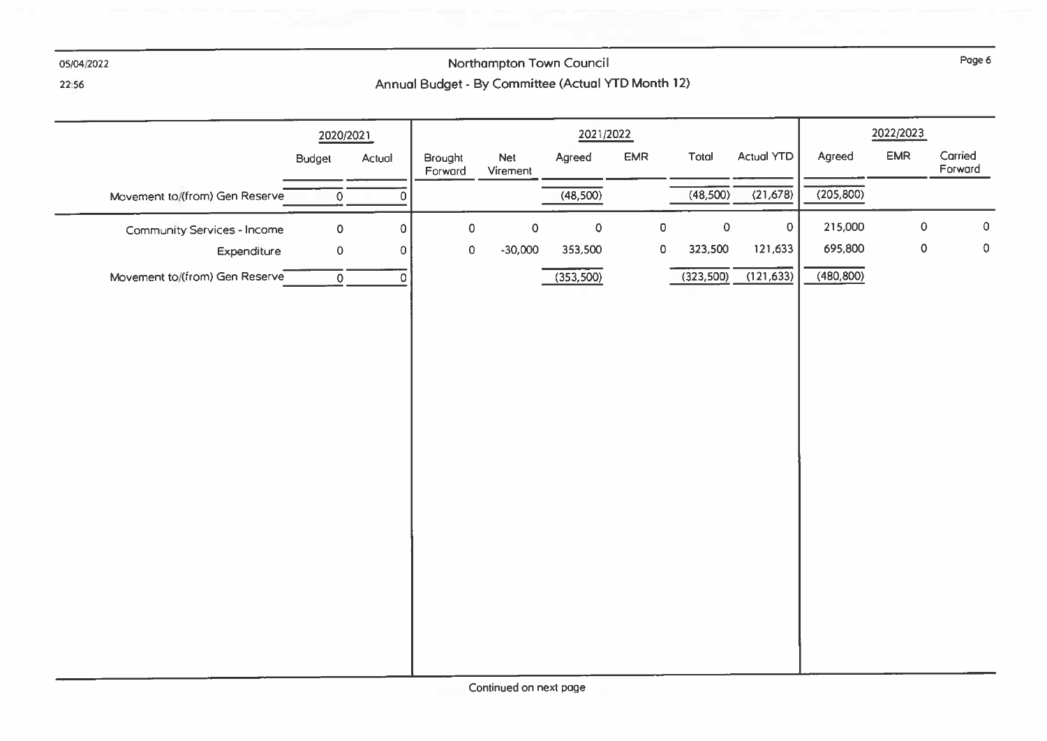# Northampton Town Council

## Annual Budget - By Committee (Actual YTD Month 12)

| | 2020/2021 | | 2021/2022 | | | | | | 2022/2023 | | |
|---|---|---|---|---|---|---|---|---|---|---|---|
| | Budget | Actual | Brought Forward | Net Virement | Agreed | EMR | Total | Actual YTD | Agreed | EMR | Carried Forward |
| Movement to/(from) Gen Reserve | 0 | 0 | | | (48,500) | | (48,500) | (21,678) | (205,800) | | |
| Community Services - Income | 0 | 0 | 0 | 0 | 0 | 0 | 0 | 0 | 215,000 | 0 | 0 |
| Expenditure | 0 | 0 | 0 | -30,000 | 353,500 | 0 | 323,500 | 121,633 | 695,800 | 0 | 0 |
| Movement to/(from) Gen Reserve | 0 | 0 | | | (353,500) | | (323,500) | (121,633) | (480,800) | | |

Continued on next page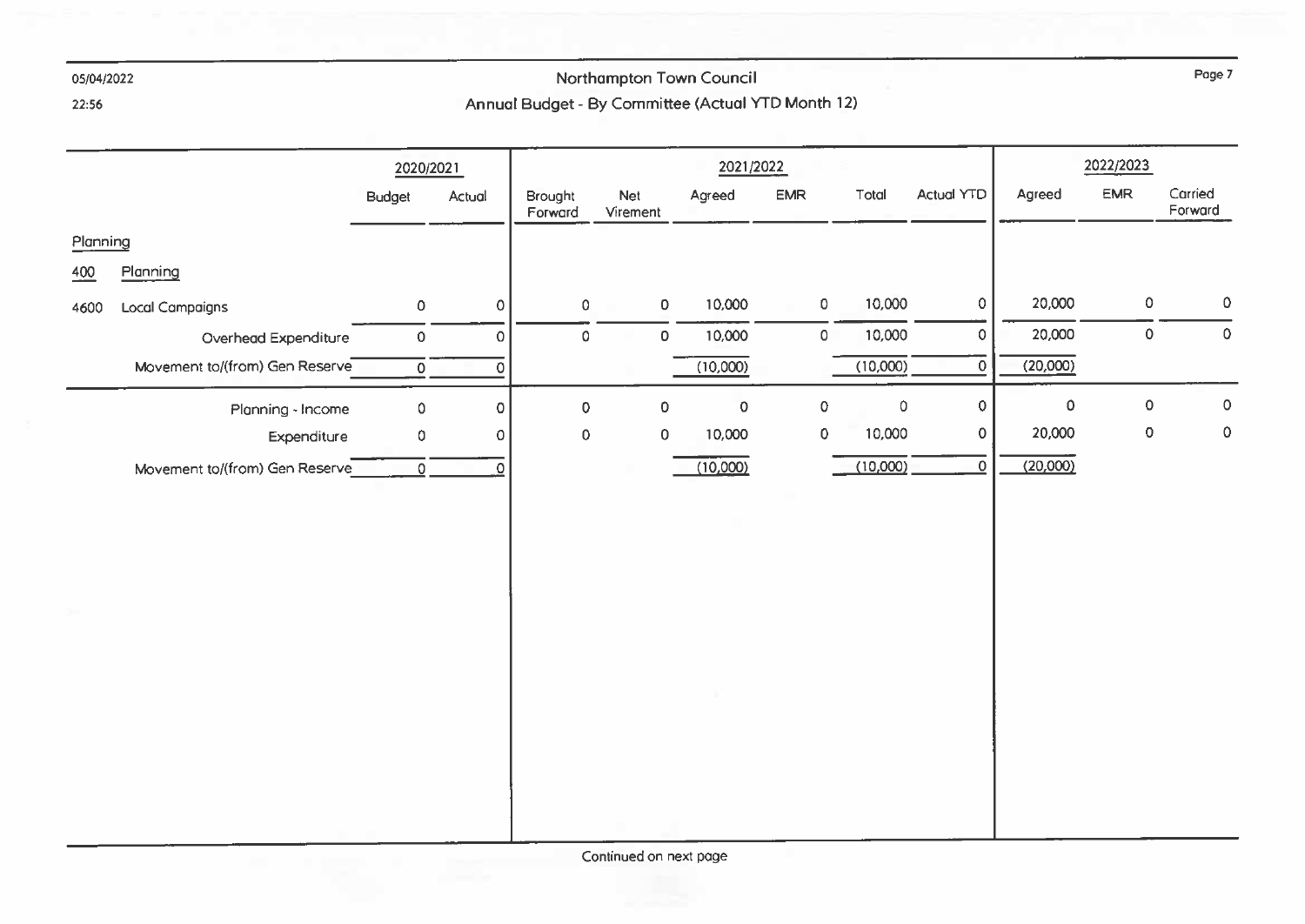# Northampton Town Council

## Annual Budget - By Committee (Actual YTD Month 12)

| | 2020/2021 | | 2021/2022 | | | | | | 2022/2023 | | |
|---|---|---|---|---|---|---|---|---|---|---|---|
| | Budget | Actual | Brought Forward | Net Virement | Agreed | EMR | Total | Actual YTD | Agreed | EMR | Carried Forward |
| **Planning** | | | | | | | | | | | |
| **400 Planning** | | | | | | | | | | | |
| 4600 Local Campaigns | 0 | 0 | 0 | 0 | 10,000 | 0 | 10,000 | 0 | 20,000 | 0 | 0 |
| Overhead Expenditure | 0 | 0 | 0 | 0 | 10,000 | 0 | 10,000 | 0 | 20,000 | 0 | 0 |
| Movement to/(from) Gen Reserve | 0 | 0 | | | (10,000) | | (10,000) | 0 | (20,000) | | |
| Planning - Income | 0 | 0 | 0 | 0 | 0 | 0 | 0 | 0 | 0 | 0 | 0 |
| Expenditure | 0 | 0 | 0 | 0 | 10,000 | 0 | 10,000 | 0 | 20,000 | 0 | 0 |
| Movement to/(from) Gen Reserve | 0 | 0 | | | (10,000) | | (10,000) | 0 | (20,000) | | |

Continued on next page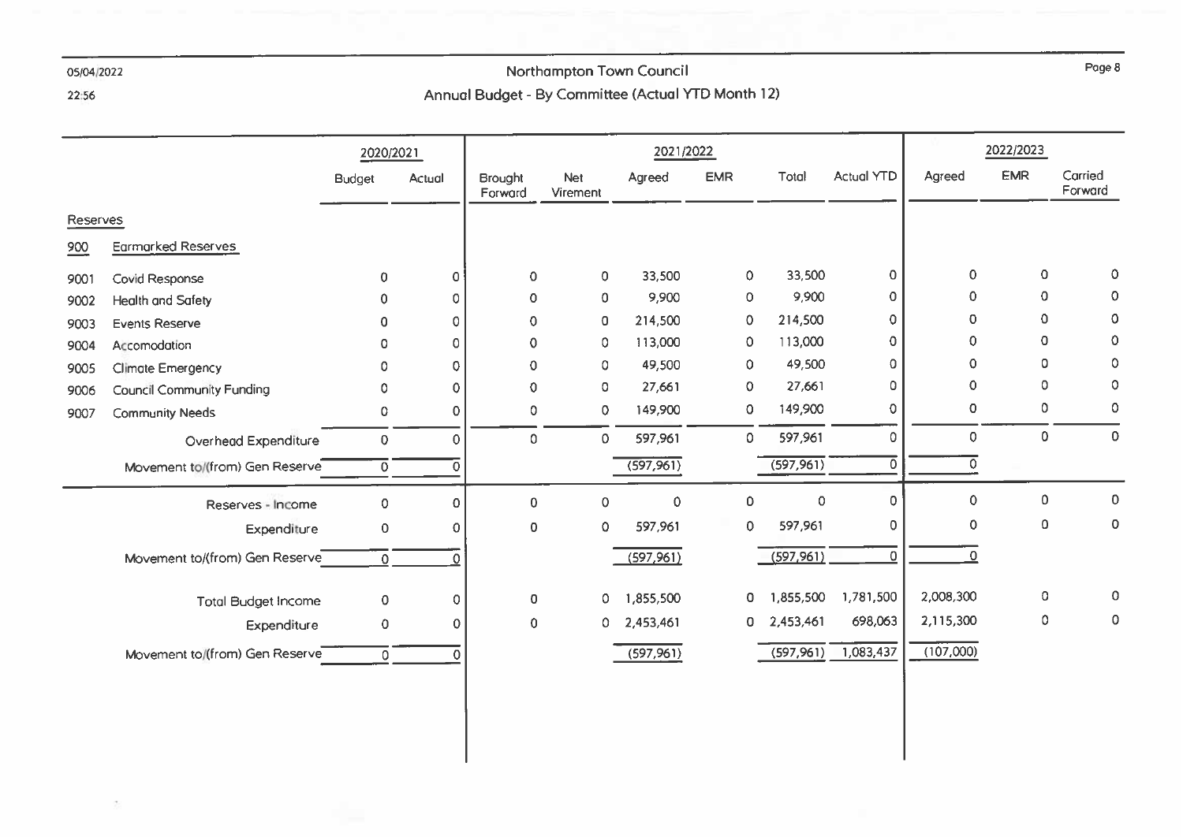# Northampton Town Council

## Annual Budget - By Committee (Actual YTD Month 12)

| | | 2020/2021 | | 2021/2022 | | | | | | 2022/2023 | | |
|---|---|---|---|---|---|---|---|---|---|---|---|---|
| | | Budget | Actual | Brought Forward | Net Virement | Agreed | EMR | Total | Actual YTD | Agreed | EMR | Carried Forward |
| **Reserves** | | | | | | | | | | | | |
| **900** | **Earmarked Reserves** | | | | | | | | | | | |
| 9001 | Covid Response | 0 | 0 | 0 | 0 | 33,500 | 0 | 33,500 | 0 | 0 | 0 | 0 |
| 9002 | Health and Safety | 0 | 0 | 0 | 0 | 9,900 | 0 | 9,900 | 0 | 0 | 0 | 0 |
| 9003 | Events Reserve | 0 | 0 | 0 | 0 | 214,500 | 0 | 214,500 | 0 | 0 | 0 | 0 |
| 9004 | Accomodation | 0 | 0 | 0 | 0 | 113,000 | 0 | 113,000 | 0 | 0 | 0 | 0 |
| 9005 | Climate Emergency | 0 | 0 | 0 | 0 | 49,500 | 0 | 49,500 | 0 | 0 | 0 | 0 |
| 9006 | Council Community Funding | 0 | 0 | 0 | 0 | 27,661 | 0 | 27,661 | 0 | 0 | 0 | 0 |
| 9007 | Community Needs | 0 | 0 | 0 | 0 | 149,900 | 0 | 149,900 | 0 | 0 | 0 | 0 |
| | Overhead Expenditure | 0 | 0 | 0 | 0 | 597,961 | 0 | 597,961 | 0 | 0 | 0 | 0 |
| | Movement to/(from) Gen Reserve | 0 | 0 | | | (597,961) | | (597,961) | 0 | 0 | | |
| | Reserves - Income | 0 | 0 | 0 | 0 | 0 | 0 | 0 | 0 | 0 | 0 | 0 |
| | Expenditure | 0 | 0 | 0 | 0 | 597,961 | 0 | 597,961 | 0 | 0 | 0 | 0 |
| | Movement to/(from) Gen Reserve | 0 | 0 | | | (597,961) | | (597,961) | 0 | 0 | | |
| | Total Budget Income | 0 | 0 | 0 | 0 | 1,855,500 | 0 | 1,855,500 | 1,781,500 | 2,008,300 | 0 | 0 |
| | Expenditure | 0 | 0 | 0 | 0 | 2,453,461 | 0 | 2,453,461 | 698,063 | 2,115,300 | 0 | 0 |
| | Movement to/(from) Gen Reserve | 0 | 0 | | | (597,961) | | (597,961) | 1,083,437 | (107,000) | | |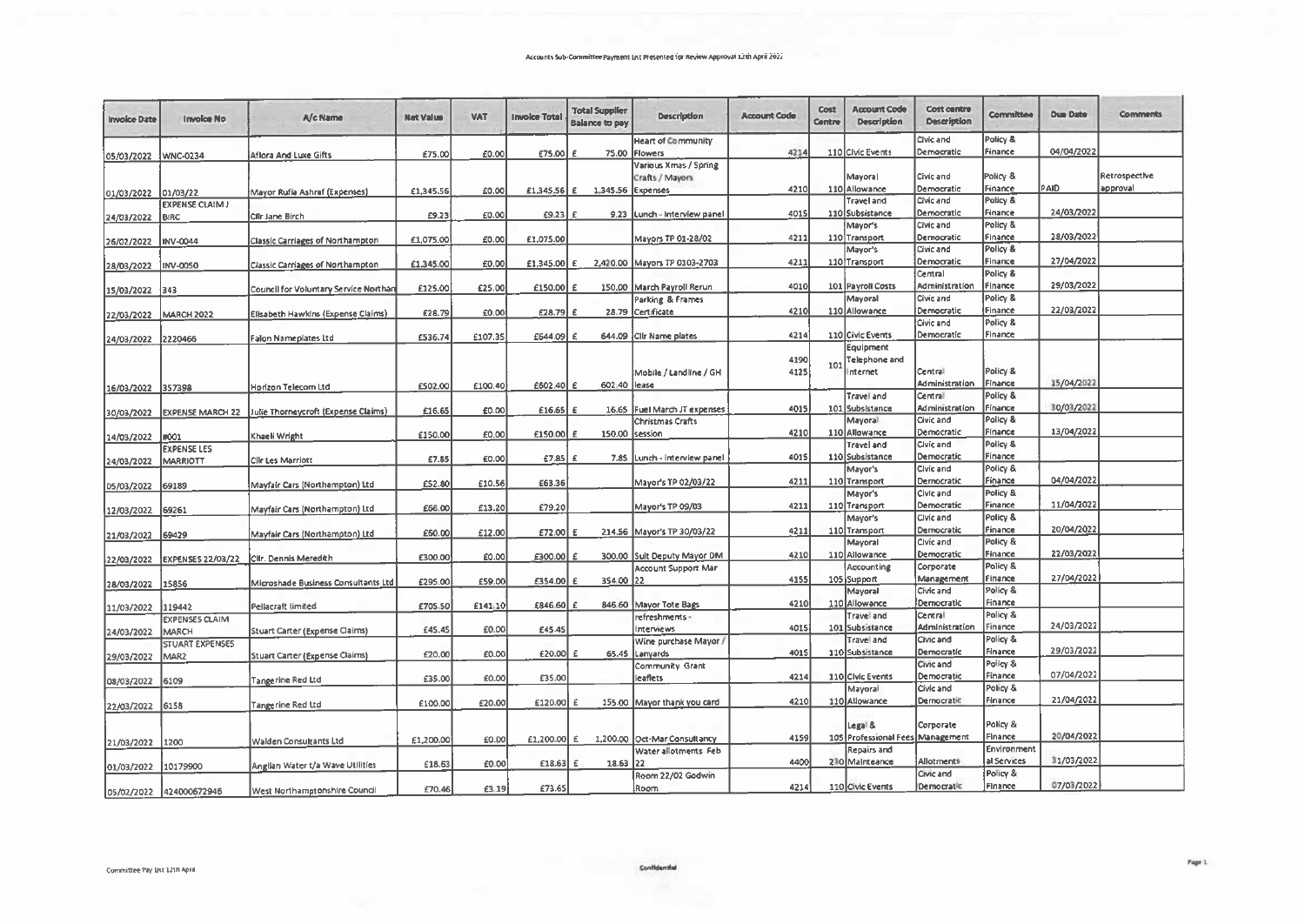Accounts Sub-Committee Payment List Presented for Review Approval 12th April 2022

| Invoice Date | Invoice No | A/c Name | Net Value | VAT | Invoice Total | Total Supplier Balance to pay | Description | Account Code | Cost Centre | Account Code Description | Cost centre Description | Committee | Due Date | Comments |
|---|---|---|---|---|---|---|---|---|---|---|---|---|---|---|
| 05/03/2022 | WNC-0234 | Aflora And Luxe Gifts | £75.00 | £0.00 | £75.00 | £ 75.00 | Heart of Community Flowers | 4214 | 110 | Civic Events | Civic and Democratic | Policy & Finance | 04/04/2022 | |
| 01/03/2022 | 01/03/22 | Mayor Rufia Ashraf (Expenses) | £1,345.56 | £0.00 | £1,345.56 | £ 1,345.56 | Various Xmas / Spring Crafts / Mayors Expenses | 4210 | 110 | Mayoral Allowance | Civic and Democratic | Policy & Finance | PAID | Retrospective approval |
| 24/03/2022 | EXPENSE CLAIM J BIRC | Cllr Jane Birch | £9.23 | £0.00 | £9.23 | £ 9.23 | Lunch - interview panel | 4015 | 110 | Travel and Subsistance | Civic and Democratic | Policy & Finance | 24/03/2022 | |
| 26/02/2022 | INV-0044 | Classic Carriages of Northampton | £1,075.00 | £0.00 | £1,075.00 | | Mayors TP 01-28/02 | 4211 | 110 | Mayor's Transport | Civic and Democratic | Policy & Finance | 28/03/2022 | |
| 28/03/2022 | INV-0050 | Classic Carriages of Northampton | £1,345.00 | £0.00 | £1,345.00 | £ 2,420.00 | Mayors TP 0103-2703 | 4211 | 110 | Mayor's Transport | Civic and Democratic | Policy & Finance | 27/04/2022 | |
| 15/03/2022 | 343 | Council for Voluntary Service Northan | £125.00 | £25.00 | £150.00 | £ 150.00 | March Payroll Rerun | 4010 | 101 | Payroll Costs | Central Administration | Policy & Finance | 29/03/2022 | |
| 22/03/2022 | MARCH 2022 | Elisabeth Hawkins (Expense Claims) | £28.79 | £0.00 | £28.79 | £ 28.79 | Parking & Frames Certificate | 4210 | 110 | Mayoral Allowance | Civic and Democratic | Policy & Finance | 22/03/2022 | |
| 24/03/2022 | 2220466 | Falon Nameplates Ltd | £536.74 | £107.35 | £644.09 | £ 644.09 | Cllr Name plates | 4214 | 110 | Civic Events | Civic and Democratic | Policy & Finance | | |
| 16/03/2022 | 357398 | Horizon Telecom Ltd | £502.00 | £100.40 | £602.40 | £ 602.40 | Mobile / Landline / GH lease | 4190 4125 | 101 | Equipment Telephone and Internet | Central Administration | Policy & Finance | 15/04/2022 | |
| 30/03/2022 | EXPENSE MARCH 22 | Julie Thorneycroft (Expense Claims) | £16.65 | £0.00 | £16.65 | £ 16.65 | Fuel March JT expenses | 4015 | 101 | Travel and Subsistance | Central Administration | Policy & Finance | 30/03/2022 | |
| 14/03/2022 | #001 | Khaeli Wright | £150.00 | £0.00 | £150.00 | £ 150.00 | Christmas Crafts session | 4210 | 110 | Mayoral Allowance | Civic and Democratic | Policy & Finance | 13/04/2022 | |
| 24/03/2022 | EXPENSE LES MARRIOTT | Cllr Les Marriott | £7.85 | £0.00 | £7.85 | £ 7.85 | Lunch - interview panel | 4015 | 110 | Travel and Subsistance | Civic and Democratic | Policy & Finance | | |
| 05/03/2022 | 69189 | Mayfair Cars (Northampton) Ltd | £52.80 | £10.56 | £63.36 | | Mayor's TP 02/03/22 | 4211 | 110 | Mayor's Transport | Civic and Democratic | Policy & Finance | 04/04/2022 | |
| 12/03/2022 | 69261 | Mayfair Cars (Northampton) Ltd | £66.00 | £13.20 | £79.20 | | Mayor's TP 09/03 | 4211 | 110 | Mayor's Transport | Civic and Democratic | Policy & Finance | 11/04/2022 | |
| 21/03/2022 | 69429 | Mayfair Cars (Northampton) Ltd | £60.00 | £12.00 | £72.00 | £ 214.56 | Mayor's TP 30/03/22 | 4211 | 110 | Mayor's Transport | Civic and Democratic | Policy & Finance | 20/04/2022 | |
| 22/03/2022 | EXPENSES 22/03/22 | Cllr. Dennis Meredith | £300.00 | £0.00 | £300.00 | £ 300.00 | Suit Deputy Mayor DM | 4210 | 110 | Mayoral Allowance | Civic and Democratic | Policy & Finance | 22/03/2022 | |
| 28/03/2022 | 15856 | Microshade Business Consultants Ltd | £295.00 | £59.00 | £354.00 | £ 354.00 | Account Support Mar 22 | 4155 | 105 | Accounting Support | Corporate Management | Policy & Finance | 27/04/2022 | |
| 11/03/2022 | 119442 | Pellacraft limited | £705.50 | £141.10 | £846.60 | £ 846.60 | Mayor Tote Bags | 4210 | 110 | Mayoral Allowance | Civic and Democratic | Policy & Finance | | |
| 24/03/2022 | EXPENSES CLAIM MARCH | Stuart Carter (Expense Claims) | £45.45 | £0.00 | £45.45 | | refreshments - interviews | 4015 | 101 | Travel and Subsistance | Central Administration | Policy & Finance | 24/03/2022 | |
| 29/03/2022 | STUART EXPENSES MAR2 | Stuart Carter (Expense Claims) | £20.00 | £0.00 | £20.00 | £ 65.45 | Wine purchase Mayor / Lanyards | 4015 | 110 | Travel and Subsistance | Civic and Democratic | Policy & Finance | 29/03/2022 | |
| 08/03/2022 | 6109 | Tangerine Red Ltd | £35.00 | £0.00 | £35.00 | | Community Grant leaflets | 4214 | 110 | Civic Events | Civic and Democratic | Policy & Finance | 07/04/2022 | |
| 22/03/2022 | 6158 | Tangerine Red Ltd | £100.00 | £20.00 | £120.00 | £ 155.00 | Mayor thank you card | 4210 | 110 | Mayoral Allowance | Civic and Democratic | Policy & Finance | 21/04/2022 | |
| 21/03/2022 | 1200 | Walden Consultants Ltd | £1,200.00 | £0.00 | £1,200.00 | £ 1,200.00 | Oct-Mar Consultancy | 4159 | 105 | Legal & Professional Fees | Corporate Management | Policy & Finance | 20/04/2022 | |
| 01/03/2022 | 10179900 | Anglian Water t/a Wave Utilities | £18.63 | £0.00 | £18.63 | £ 18.63 | Water allotments Feb 22 | 4400 | 230 | Repairs and Maintenance | Allotments | Environmental Services | 31/03/2022 | |
| 05/02/2022 | 424000672946 | West Northamptonshire Council | £70.46 | £3.19 | £73.65 | | Room 22/02 Godwin Room | 4214 | 110 | Civic Events | Civic and Democratic | Policy & Finance | 07/03/2022 | |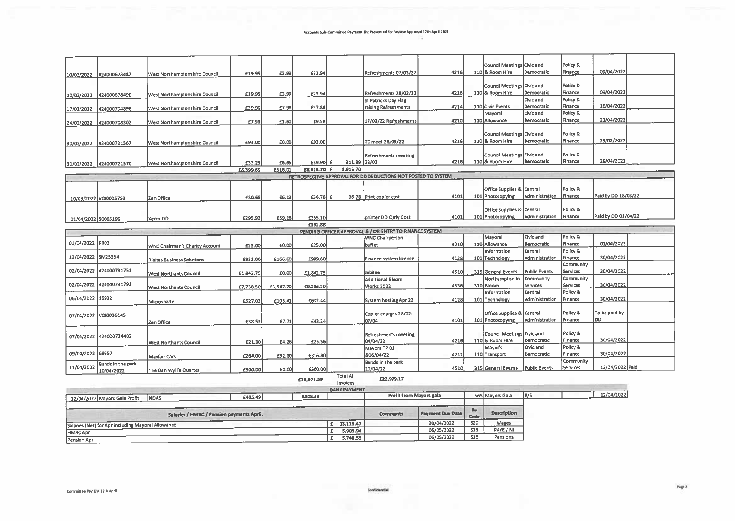Accounts Sub-Committee Payment List Presented for Review Approval 12th April 2022

| Date | Ref | Supplier | Net | VAT | Gross | | Description | Code | Cost Centre | Cost Centre Name | Department | Committee | Due Date | |
|---|---|---|---|---|---|---|---|---|---|---|---|---|---|---|
| 10/03/2022 | 424000678487 | West Northamptonshire Council | £19.95 | £3.99 | £23.94 | | Refreshments 07/03/22 | 4216 | 110 | Council Meetings & Room Hire | Civic and Democratic | Policy & Finance | 09/04/2022 | |
| 10/03/2022 | 424000678490 | West Northamptonshire Council | £19.95 | £3.99 | £23.94 | | Refreshments 28/02/22 | 4216 | 110 | Council Meetings & Room Hire | Civic and Democratic | Policy & Finance | 09/04/2022 | |
| 17/03/2022 | 424000704898 | West Northamptonshire Council | £39.90 | £7.98 | £47.88 | | St Patricks Day Flag raising Refreshments | 4214 | 110 | Civic Events | Civic and Democratic | Policy & Finance | 16/04/2022 | |
| 24/03/2022 | 424000708302 | West Northamptonshire Council | £7.98 | £1.60 | £9.58 | | 17/03/22 Refreshments | 4210 | 110 | Mayoral Allowance | Civic and Democratic | Policy & Finance | 23/04/2022 | |
| 30/03/2022 | 424000721567 | West Northamptonshire Council | £93.00 | £0.00 | £93.00 | | TC meet 28/03/22 | 4216 | 110 | Council Meetings & Room Hire | Civic and Democratic | Policy & Finance | 29/03/2022 | |
| 30/03/2022 | 424000721570 | West Northamptonshire Council | £33.25 | £6.65 | £39.90 | £ 311.89 | Refreshments meeting 28/03 | 4216 | 110 | Council Meetings & Room Hire | Civic and Democratic | Policy & Finance | 29/04/2022 | |
| | | | £8,399.69 | £516.01 | £8,915.70 | £ 8,915.70 | | | | | | | | |
| **RETROSPECTIVE APPROVAL FOR DD DEDUCTIONS NOT POSTED TO SYSTEM** | | | | | | | | | | | | | | |
| 10/03/2022 | VOI0025753 | Zen Office | £30.65 | £6.13 | £36.78 | £ 36.78 | Print copier cost | 4101 | 101 | Office Supplies & Photocopying | Central Administration | Policy & Finance | Paid by DD 18/03/22 | |
| 01/04/2022 | 50065199 | Xerox DD | £295.92 | £59.18 | £355.10 | | printer DD Qtrly Cost | 4101 | 101 | Office Supplies & Photocopying | Central Administration | Policy & Finance | Paid by DD 01/04/22 | |
| | | | | | £391.88 | | | | | | | | | |
| **PENDING OFFICER APPROVAL & / OR ENTRY TO FINANCE SYSTEM** | | | | | | | | | | | | | | |
| 01/04/2022 | PR01 | WNC Chairman's Charity Account | £25.00 | £0.00 | £25.00 | | WNC Chairperson buffet | 4210 | 110 | Mayoral Allowance | Civic and Democratic | Policy & Finance | 01/04/2022 | |
| 12/04/2022 | SM25354 | Rialtas Business Solutions | £833.00 | £166.60 | £999.60 | | Finance system licence | 4128 | 101 | Information Technology | Central Administration | Policy & Finance | 30/04/2022 | |
| 02/04/2022 | 424000731751 | West Northants Council | £1,842.75 | £0.00 | £1,842.75 | | Jubilee | 4510 | 315 | General Events | Public Events | Community Services | 30/04/2022 | |
| 02/04/2022 | 424000731793 | West Northants Council | £7,738.50 | £1,547.70 | £9,286.20 | | Additional Bloom Works 2022 | 4536 | 310 | Northampton in Bloom | Community Services | Community Services | 30/04/2022 | |
| 06/04/2022 | 15932 | Microshade | £527.03 | £105.41 | £632.44 | | System hosting Apr 22 | 4128 | 101 | Information Technology | Central Administration | Policy & Finance | 30/04/2022 | |
| 07/04/2022 | VOI0026145 | Zen Office | £38.53 | £7.71 | £43.24 | | Copier charges 28/02-07/04 | 4101 | 101 | Office Supplies & Photocopying | Central Administration | Policy & Finance | To be paid by DD | |
| 07/04/2022 | 424000734402 | West Northants Council | £21.30 | £4.26 | £25.56 | | Refreshments meeting 04/04/22 | 4216 | 110 | Council Meetings & Room Hire | Civic and Democratic | Policy & Finance | 30/04/2022 | |
| 09/04/2022 | 69557 | Mayfair Cars | £264.00 | £52.80 | £316.80 | | Mayors TP 01 &06/04/22 | 4211 | 110 | Mayor's Transport | Civic and Democratic | Policy & Finance | 30/04/2022 | |
| 11/04/2022 | Bands in the park 10/04/2022 | The Dan Wyllie Quartet | £500.00 | £0.00 | £500.00 | | Bands in the park 10/04/22 | 4510 | 315 | General Events | Public Events | Community Services | 12/04/2022 | Paid |
| | | | | | £13,671.59 | Total All Invoices | £22,979.17 | | | | | | | |
| **BANK PAYMENT** | | | | | | | | | | | | | | |
| 12/04/2022 | Mayors Gala Profit | NDAS | £405.49 | | £405.49 | | Profit from Mayors gala | | 565 | Mayors Gala | B/S | | 12/04/2022 | |

| Salaries / HMRC / Pension payments April. | | Comments | Payment Due Date | Ac Code | Description |
|---|---|---|---|---|---|
| Salaries (Net) for Apr including Mayoral Allowance | £ 13,119.47 | | 20/04/2022 | 520 | Wages |
| HMRC Apr | £ 5,909.94 | | 06/05/2022 | 515 | PAYE / NI |
| Pension Apr | £ 5,748.59 | | 06/05/2022 | 516 | Pensions |

Committee Pay List 12th April

Confidential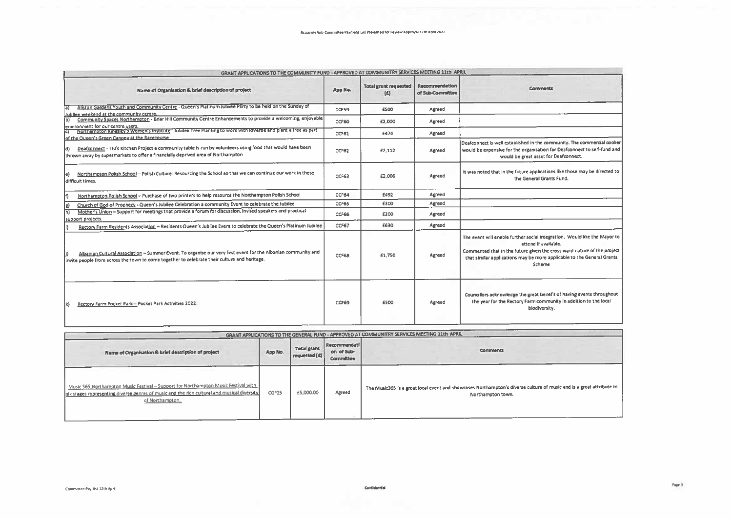Accounts Sub-Committee Payment List Presented for Review Approval 12th April 2022

| GRANT APPLICATIONS TO THE COMMUNITY FUND - APPROVED AT COMMUNITRY SERVICES MEETING 11th APRIL | | | | |
|---|---|---|---|---|
| **Name of Organisation & brief description of project** | **App No.** | **Total grant requested (£)** | **Recommendation of Sub-Committee** | **Comments** |
| a) Alston Gardens Youth and Community Centre - Queen's Platinum Jubilee Party to be held on the Sunday of Jubilee weekend at the community centre. | CCF59 | £500 | Agreed | |
| b) Community Spaces Northampton - Briar Hill Community Centre Enhancements to provide a welcoming, enjoyable environment for our centre users. | CCF60 | £2,000 | Agreed | |
| c) Northampton Kingsley's Women's Institute - Jubilee Tree Planting to work with IdVerde and plant a tree as part of the Queen's Green Canopy at the Racecourse | CCF61 | £474 | Agreed | |
| d) Deafconnect - TFJ's Kitchen Project a community table is run by volunteers using food that would have been thrown away by supermarkets to offer a financially deprived area of Northampton | CCF62 | £2,112 | Agreed | Deafconnect is well established in the community. The commercial cooker would be expensive for the organisation for Deafconnect to self-fund and would be great asset for Deafconnect. |
| e) Northampton Polish School – Polish Culture: Resourcing the School so that we can continue our work in these difficult times. | CCF63 | £2,006 | Agreed | It was noted that in the future applications like those may be directed to the General Grants Fund. |
| f) Northampton Polish School – Purchase of two printers to help resource the Northampton Polish School | CCF64 | £492 | Agreed | |
| g) Church of God of Prophecy - Queen's Jubilee Celebration a community Event to celebrate the Jubilee | CCF65 | £300 | Agreed | |
| h) Mother's Union – Support for meetings that provide a forum for discussion, invited speakers and practical support projects. | CCF66 | £300 | Agreed | |
| i) Rectory Farm Residents Association – Residents Queen's Jubilee Event to celebrate the Queen's Platinum Jubilee | CCF67 | £630 | Agreed | |
| j) Albanian Cultural Association – Summer Event. To organise our very first event for the Albanian community and invite people from across the town to come together to celebrate their culture and heritage. | CCF68 | £1,750 | Agreed | The event will enable further social integration. Would like the Mayor to attend if available. Commented that in the future given the cross ward nature of the project that similar applications may be more applicable to the General Grants Scheme |
| k) Rectory Farm Pocket Park – Pocket Park Activities 2022. | CCF69 | £500 | Agreed | Councillors acknowledge the great benefit of having events throughout the year for the Rectory Farm community in addition to the local biodiversity. |

| GRANT APPLICATIONS TO THE GENERAL FUND - APPROVED AT COMMUNITRY SERVICES MEETING 11th APRIL | | | | |
|---|---|---|---|---|
| **Name of Organisation & brief description of project** | **App No.** | **Total grant requested (£)** | **Recommendation of Sub-Committee** | **Comments** |
| Music 365 Northampton Music Festival – Support for Northampton Music Festival with six stages representing diverse genres of music and the rich cultural and musical diversity of Northampton. | CGF25 | £5,000.00 | Agreed | The Music365 is a great local event and showcases Northampton's diverse culture of music and is a great attribute to Northampton town. |

Committee Pay List 12th April

Confidential